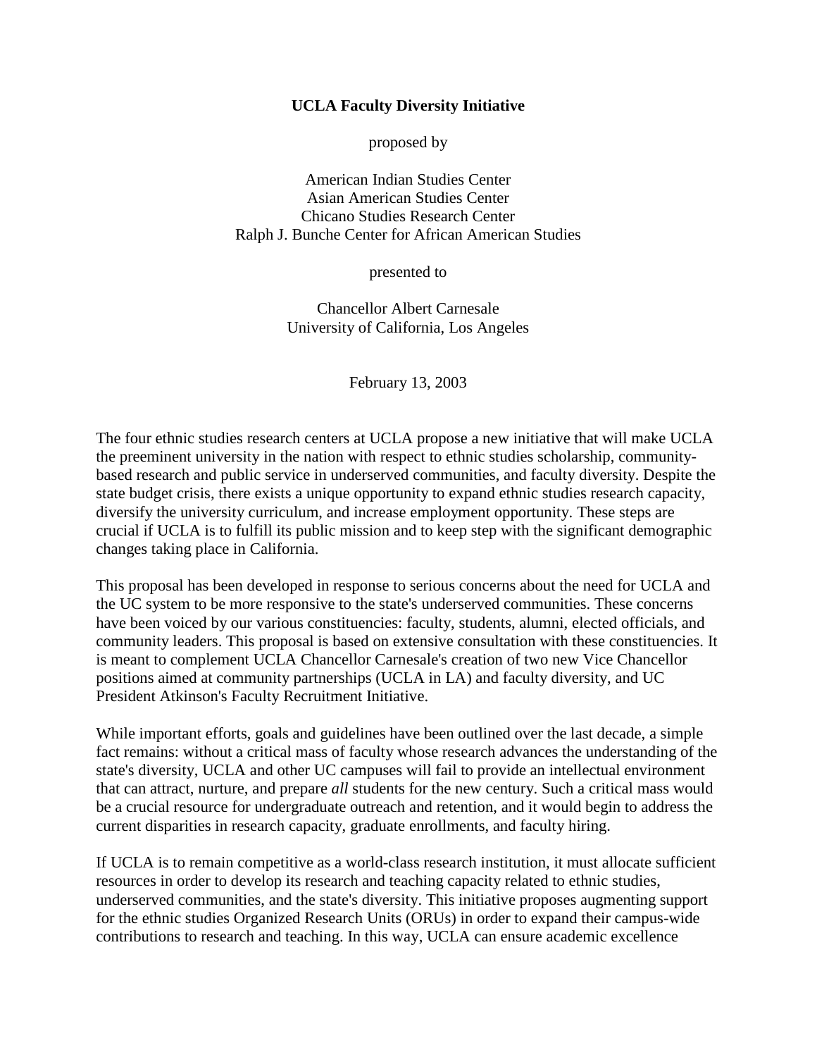# UCLA Faculty Diversity Initiative

proposed by

American Indian Studies Center
Asian American Studies Center
Chicano Studies Research Center
Ralph J. Bunche Center for African American Studies

presented to

Chancellor Albert Carnesale
University of California, Los Angeles

February 13, 2003

The four ethnic studies research centers at UCLA propose a new initiative that will make UCLA the preeminent university in the nation with respect to ethnic studies scholarship, community-based research and public service in underserved communities, and faculty diversity. Despite the state budget crisis, there exists a unique opportunity to expand ethnic studies research capacity, diversify the university curriculum, and increase employment opportunity. These steps are crucial if UCLA is to fulfill its public mission and to keep step with the significant demographic changes taking place in California.

This proposal has been developed in response to serious concerns about the need for UCLA and the UC system to be more responsive to the state's underserved communities. These concerns have been voiced by our various constituencies: faculty, students, alumni, elected officials, and community leaders. This proposal is based on extensive consultation with these constituencies. It is meant to complement UCLA Chancellor Carnesale's creation of two new Vice Chancellor positions aimed at community partnerships (UCLA in LA) and faculty diversity, and UC President Atkinson's Faculty Recruitment Initiative.

While important efforts, goals and guidelines have been outlined over the last decade, a simple fact remains: without a critical mass of faculty whose research advances the understanding of the state's diversity, UCLA and other UC campuses will fail to provide an intellectual environment that can attract, nurture, and prepare *all* students for the new century. Such a critical mass would be a crucial resource for undergraduate outreach and retention, and it would begin to address the current disparities in research capacity, graduate enrollments, and faculty hiring.

If UCLA is to remain competitive as a world-class research institution, it must allocate sufficient resources in order to develop its research and teaching capacity related to ethnic studies, underserved communities, and the state's diversity. This initiative proposes augmenting support for the ethnic studies Organized Research Units (ORUs) in order to expand their campus-wide contributions to research and teaching. In this way, UCLA can ensure academic excellence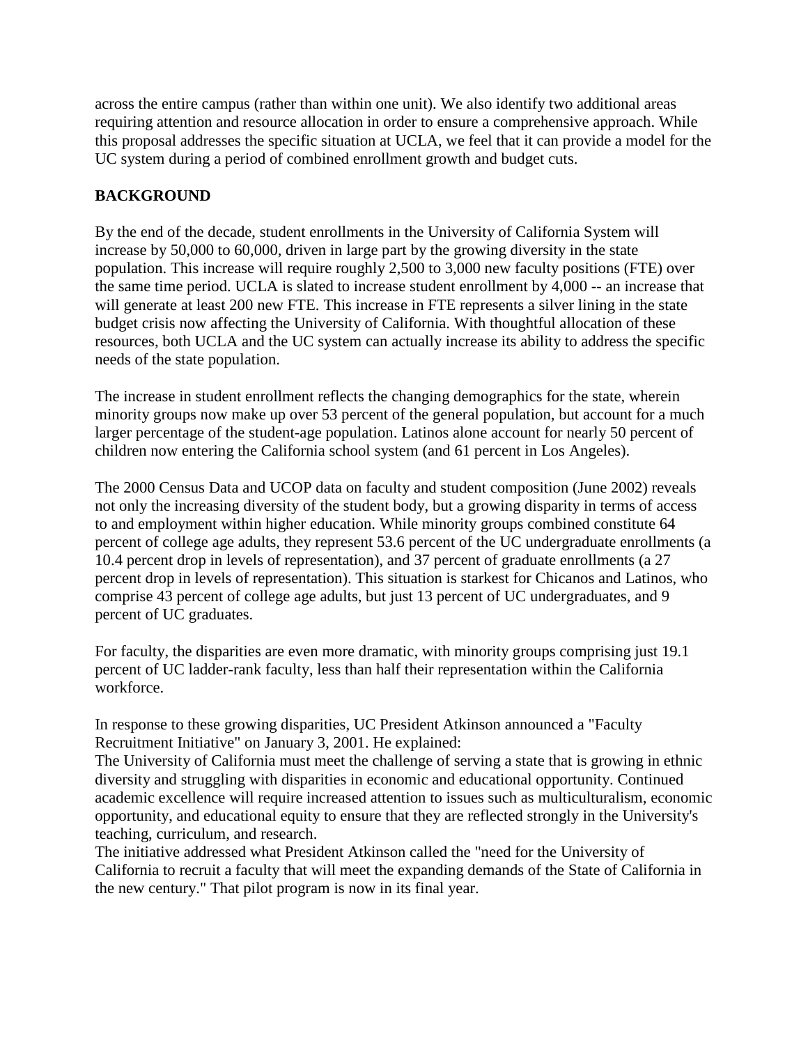across the entire campus (rather than within one unit). We also identify two additional areas requiring attention and resource allocation in order to ensure a comprehensive approach. While this proposal addresses the specific situation at UCLA, we feel that it can provide a model for the UC system during a period of combined enrollment growth and budget cuts.

## BACKGROUND

By the end of the decade, student enrollments in the University of California System will increase by 50,000 to 60,000, driven in large part by the growing diversity in the state population. This increase will require roughly 2,500 to 3,000 new faculty positions (FTE) over the same time period. UCLA is slated to increase student enrollment by 4,000 -- an increase that will generate at least 200 new FTE. This increase in FTE represents a silver lining in the state budget crisis now affecting the University of California. With thoughtful allocation of these resources, both UCLA and the UC system can actually increase its ability to address the specific needs of the state population.

The increase in student enrollment reflects the changing demographics for the state, wherein minority groups now make up over 53 percent of the general population, but account for a much larger percentage of the student-age population. Latinos alone account for nearly 50 percent of children now entering the California school system (and 61 percent in Los Angeles).

The 2000 Census Data and UCOP data on faculty and student composition (June 2002) reveals not only the increasing diversity of the student body, but a growing disparity in terms of access to and employment within higher education. While minority groups combined constitute 64 percent of college age adults, they represent 53.6 percent of the UC undergraduate enrollments (a 10.4 percent drop in levels of representation), and 37 percent of graduate enrollments (a 27 percent drop in levels of representation). This situation is starkest for Chicanos and Latinos, who comprise 43 percent of college age adults, but just 13 percent of UC undergraduates, and 9 percent of UC graduates.

For faculty, the disparities are even more dramatic, with minority groups comprising just 19.1 percent of UC ladder-rank faculty, less than half their representation within the California workforce.

In response to these growing disparities, UC President Atkinson announced a "Faculty Recruitment Initiative" on January 3, 2001. He explained:

The University of California must meet the challenge of serving a state that is growing in ethnic diversity and struggling with disparities in economic and educational opportunity. Continued academic excellence will require increased attention to issues such as multiculturalism, economic opportunity, and educational equity to ensure that they are reflected strongly in the University's teaching, curriculum, and research.

The initiative addressed what President Atkinson called the "need for the University of California to recruit a faculty that will meet the expanding demands of the State of California in the new century." That pilot program is now in its final year.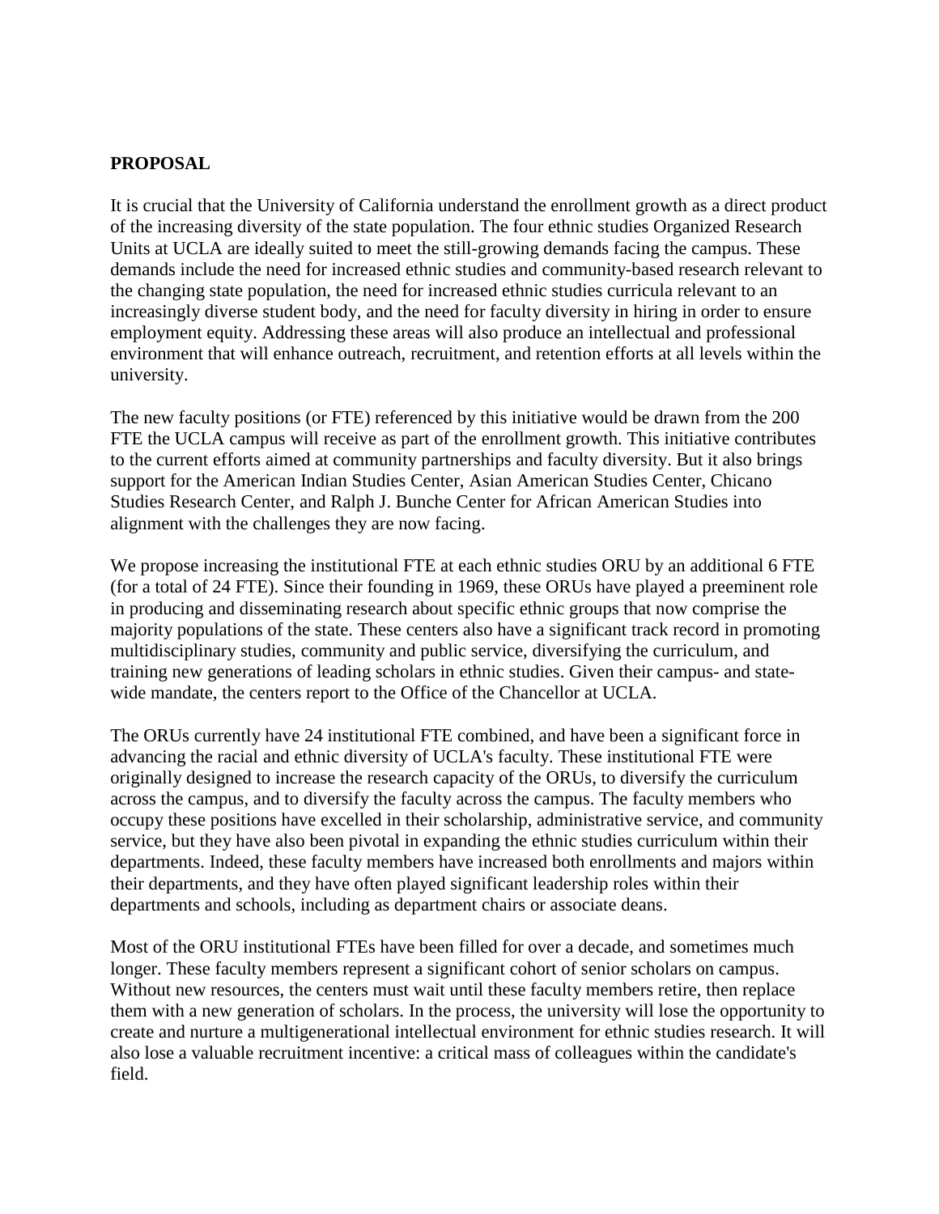**PROPOSAL**

It is crucial that the University of California understand the enrollment growth as a direct product of the increasing diversity of the state population. The four ethnic studies Organized Research Units at UCLA are ideally suited to meet the still-growing demands facing the campus. These demands include the need for increased ethnic studies and community-based research relevant to the changing state population, the need for increased ethnic studies curricula relevant to an increasingly diverse student body, and the need for faculty diversity in hiring in order to ensure employment equity. Addressing these areas will also produce an intellectual and professional environment that will enhance outreach, recruitment, and retention efforts at all levels within the university.

The new faculty positions (or FTE) referenced by this initiative would be drawn from the 200 FTE the UCLA campus will receive as part of the enrollment growth. This initiative contributes to the current efforts aimed at community partnerships and faculty diversity. But it also brings support for the American Indian Studies Center, Asian American Studies Center, Chicano Studies Research Center, and Ralph J. Bunche Center for African American Studies into alignment with the challenges they are now facing.

We propose increasing the institutional FTE at each ethnic studies ORU by an additional 6 FTE (for a total of 24 FTE). Since their founding in 1969, these ORUs have played a preeminent role in producing and disseminating research about specific ethnic groups that now comprise the majority populations of the state. These centers also have a significant track record in promoting multidisciplinary studies, community and public service, diversifying the curriculum, and training new generations of leading scholars in ethnic studies. Given their campus- and state-wide mandate, the centers report to the Office of the Chancellor at UCLA.

The ORUs currently have 24 institutional FTE combined, and have been a significant force in advancing the racial and ethnic diversity of UCLA's faculty. These institutional FTE were originally designed to increase the research capacity of the ORUs, to diversify the curriculum across the campus, and to diversify the faculty across the campus. The faculty members who occupy these positions have excelled in their scholarship, administrative service, and community service, but they have also been pivotal in expanding the ethnic studies curriculum within their departments. Indeed, these faculty members have increased both enrollments and majors within their departments, and they have often played significant leadership roles within their departments and schools, including as department chairs or associate deans.

Most of the ORU institutional FTEs have been filled for over a decade, and sometimes much longer. These faculty members represent a significant cohort of senior scholars on campus. Without new resources, the centers must wait until these faculty members retire, then replace them with a new generation of scholars. In the process, the university will lose the opportunity to create and nurture a multigenerational intellectual environment for ethnic studies research. It will also lose a valuable recruitment incentive: a critical mass of colleagues within the candidate's field.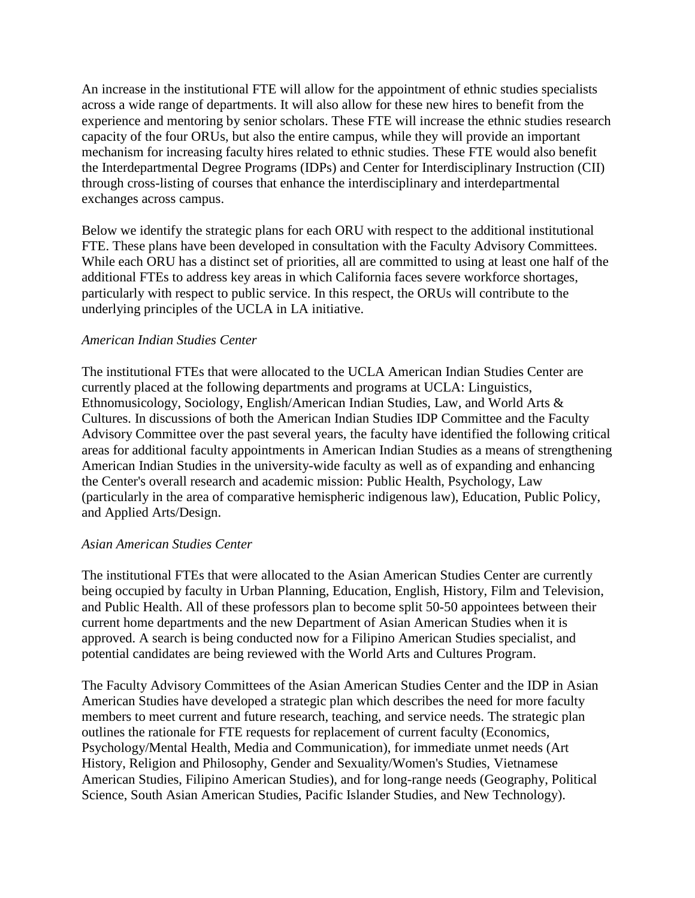An increase in the institutional FTE will allow for the appointment of ethnic studies specialists across a wide range of departments. It will also allow for these new hires to benefit from the experience and mentoring by senior scholars. These FTE will increase the ethnic studies research capacity of the four ORUs, but also the entire campus, while they will provide an important mechanism for increasing faculty hires related to ethnic studies. These FTE would also benefit the Interdepartmental Degree Programs (IDPs) and Center for Interdisciplinary Instruction (CII) through cross-listing of courses that enhance the interdisciplinary and interdepartmental exchanges across campus.

Below we identify the strategic plans for each ORU with respect to the additional institutional FTE. These plans have been developed in consultation with the Faculty Advisory Committees. While each ORU has a distinct set of priorities, all are committed to using at least one half of the additional FTEs to address key areas in which California faces severe workforce shortages, particularly with respect to public service. In this respect, the ORUs will contribute to the underlying principles of the UCLA in LA initiative.

*American Indian Studies Center*

The institutional FTEs that were allocated to the UCLA American Indian Studies Center are currently placed at the following departments and programs at UCLA: Linguistics, Ethnomusicology, Sociology, English/American Indian Studies, Law, and World Arts & Cultures. In discussions of both the American Indian Studies IDP Committee and the Faculty Advisory Committee over the past several years, the faculty have identified the following critical areas for additional faculty appointments in American Indian Studies as a means of strengthening American Indian Studies in the university-wide faculty as well as of expanding and enhancing the Center's overall research and academic mission: Public Health, Psychology, Law (particularly in the area of comparative hemispheric indigenous law), Education, Public Policy, and Applied Arts/Design.

*Asian American Studies Center*

The institutional FTEs that were allocated to the Asian American Studies Center are currently being occupied by faculty in Urban Planning, Education, English, History, Film and Television, and Public Health. All of these professors plan to become split 50-50 appointees between their current home departments and the new Department of Asian American Studies when it is approved. A search is being conducted now for a Filipino American Studies specialist, and potential candidates are being reviewed with the World Arts and Cultures Program.

The Faculty Advisory Committees of the Asian American Studies Center and the IDP in Asian American Studies have developed a strategic plan which describes the need for more faculty members to meet current and future research, teaching, and service needs. The strategic plan outlines the rationale for FTE requests for replacement of current faculty (Economics, Psychology/Mental Health, Media and Communication), for immediate unmet needs (Art History, Religion and Philosophy, Gender and Sexuality/Women's Studies, Vietnamese American Studies, Filipino American Studies), and for long-range needs (Geography, Political Science, South Asian American Studies, Pacific Islander Studies, and New Technology).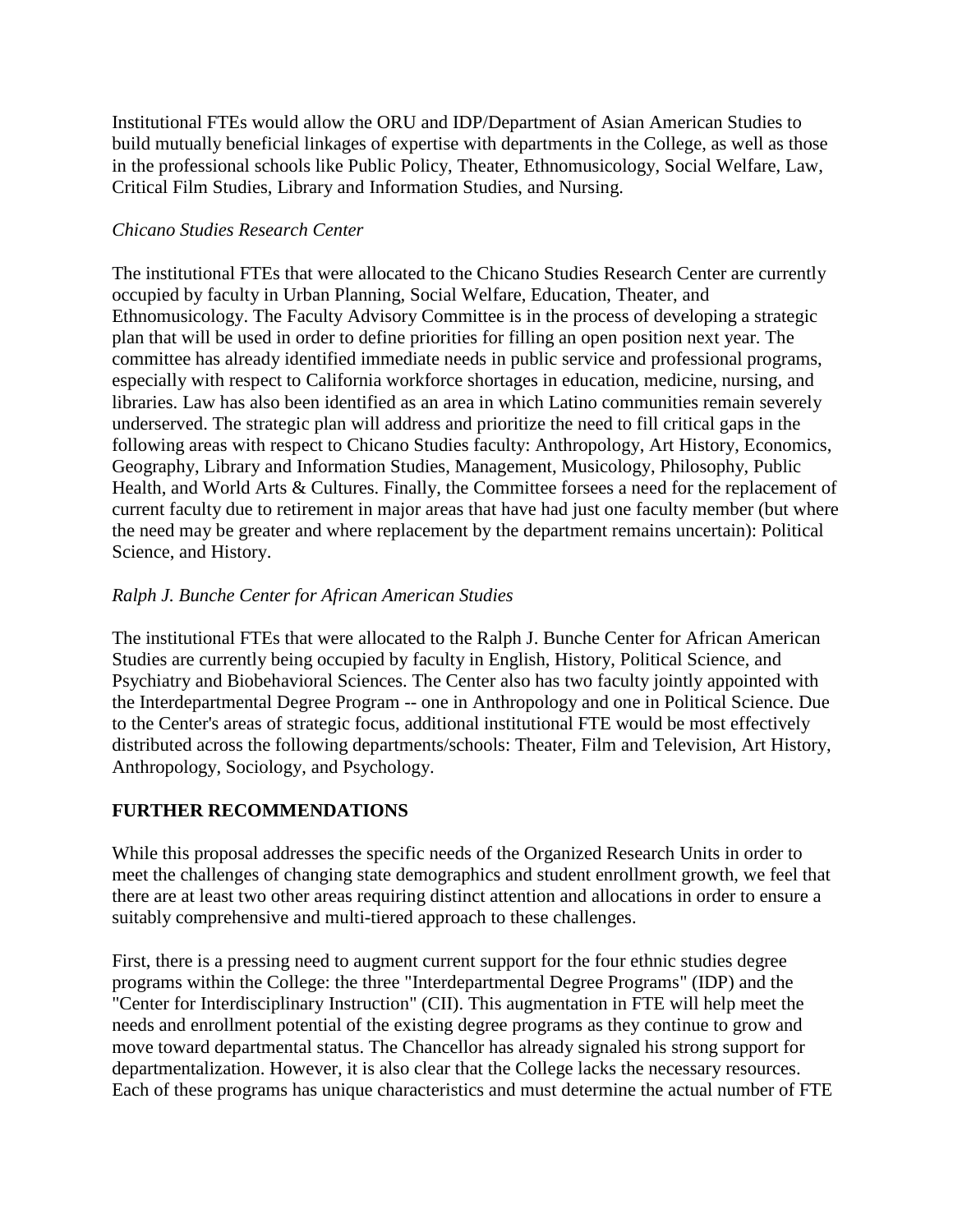Institutional FTEs would allow the ORU and IDP/Department of Asian American Studies to build mutually beneficial linkages of expertise with departments in the College, as well as those in the professional schools like Public Policy, Theater, Ethnomusicology, Social Welfare, Law, Critical Film Studies, Library and Information Studies, and Nursing.

*Chicano Studies Research Center*

The institutional FTEs that were allocated to the Chicano Studies Research Center are currently occupied by faculty in Urban Planning, Social Welfare, Education, Theater, and Ethnomusicology. The Faculty Advisory Committee is in the process of developing a strategic plan that will be used in order to define priorities for filling an open position next year. The committee has already identified immediate needs in public service and professional programs, especially with respect to California workforce shortages in education, medicine, nursing, and libraries. Law has also been identified as an area in which Latino communities remain severely underserved. The strategic plan will address and prioritize the need to fill critical gaps in the following areas with respect to Chicano Studies faculty: Anthropology, Art History, Economics, Geography, Library and Information Studies, Management, Musicology, Philosophy, Public Health, and World Arts & Cultures. Finally, the Committee forsees a need for the replacement of current faculty due to retirement in major areas that have had just one faculty member (but where the need may be greater and where replacement by the department remains uncertain): Political Science, and History.

*Ralph J. Bunche Center for African American Studies*

The institutional FTEs that were allocated to the Ralph J. Bunche Center for African American Studies are currently being occupied by faculty in English, History, Political Science, and Psychiatry and Biobehavioral Sciences. The Center also has two faculty jointly appointed with the Interdepartmental Degree Program -- one in Anthropology and one in Political Science. Due to the Center's areas of strategic focus, additional institutional FTE would be most effectively distributed across the following departments/schools: Theater, Film and Television, Art History, Anthropology, Sociology, and Psychology.

## FURTHER RECOMMENDATIONS

While this proposal addresses the specific needs of the Organized Research Units in order to meet the challenges of changing state demographics and student enrollment growth, we feel that there are at least two other areas requiring distinct attention and allocations in order to ensure a suitably comprehensive and multi-tiered approach to these challenges.

First, there is a pressing need to augment current support for the four ethnic studies degree programs within the College: the three "Interdepartmental Degree Programs" (IDP) and the "Center for Interdisciplinary Instruction" (CII). This augmentation in FTE will help meet the needs and enrollment potential of the existing degree programs as they continue to grow and move toward departmental status. The Chancellor has already signaled his strong support for departmentalization. However, it is also clear that the College lacks the necessary resources. Each of these programs has unique characteristics and must determine the actual number of FTE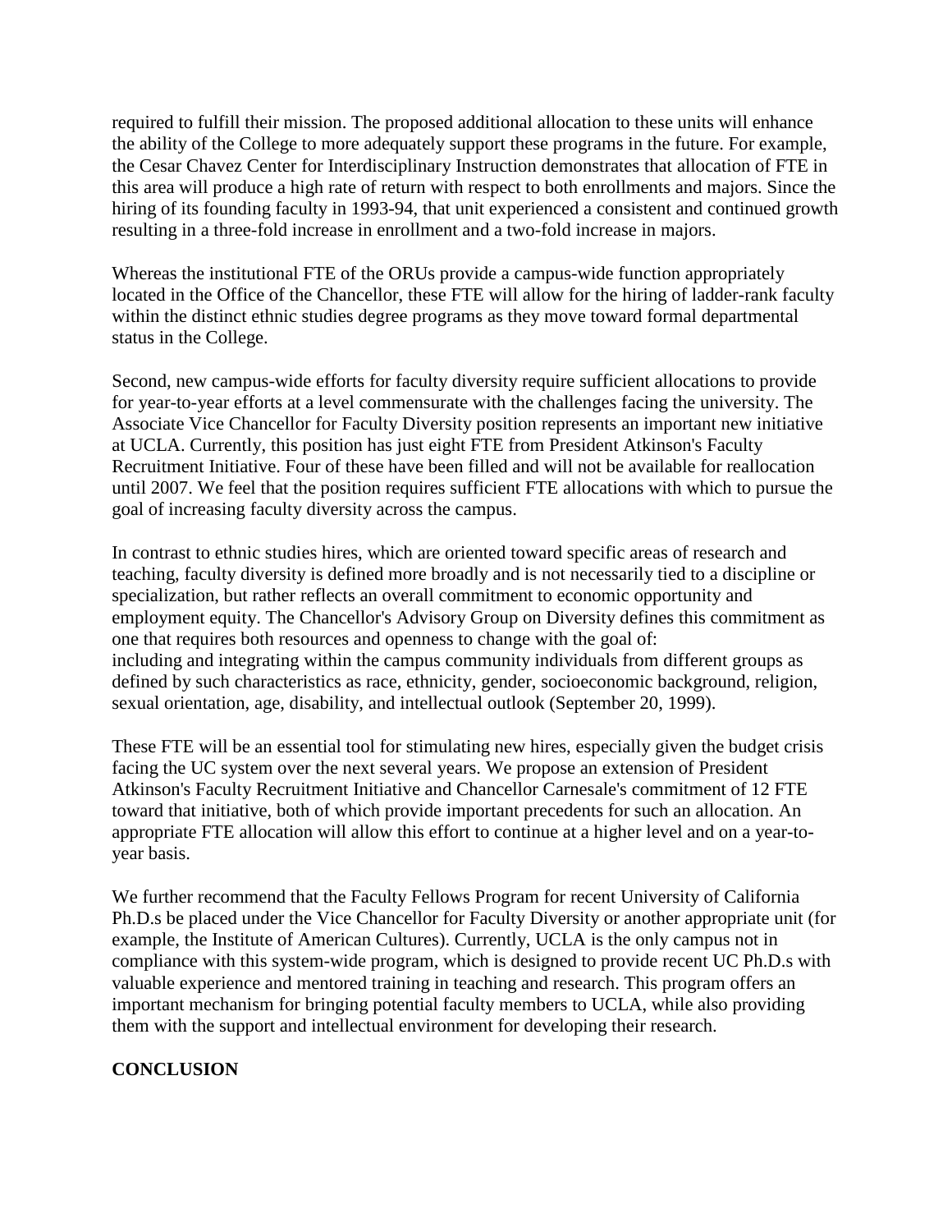required to fulfill their mission. The proposed additional allocation to these units will enhance the ability of the College to more adequately support these programs in the future. For example, the Cesar Chavez Center for Interdisciplinary Instruction demonstrates that allocation of FTE in this area will produce a high rate of return with respect to both enrollments and majors. Since the hiring of its founding faculty in 1993-94, that unit experienced a consistent and continued growth resulting in a three-fold increase in enrollment and a two-fold increase in majors.

Whereas the institutional FTE of the ORUs provide a campus-wide function appropriately located in the Office of the Chancellor, these FTE will allow for the hiring of ladder-rank faculty within the distinct ethnic studies degree programs as they move toward formal departmental status in the College.

Second, new campus-wide efforts for faculty diversity require sufficient allocations to provide for year-to-year efforts at a level commensurate with the challenges facing the university. The Associate Vice Chancellor for Faculty Diversity position represents an important new initiative at UCLA. Currently, this position has just eight FTE from President Atkinson's Faculty Recruitment Initiative. Four of these have been filled and will not be available for reallocation until 2007. We feel that the position requires sufficient FTE allocations with which to pursue the goal of increasing faculty diversity across the campus.

In contrast to ethnic studies hires, which are oriented toward specific areas of research and teaching, faculty diversity is defined more broadly and is not necessarily tied to a discipline or specialization, but rather reflects an overall commitment to economic opportunity and employment equity. The Chancellor's Advisory Group on Diversity defines this commitment as one that requires both resources and openness to change with the goal of:
including and integrating within the campus community individuals from different groups as defined by such characteristics as race, ethnicity, gender, socioeconomic background, religion, sexual orientation, age, disability, and intellectual outlook (September 20, 1999).

These FTE will be an essential tool for stimulating new hires, especially given the budget crisis facing the UC system over the next several years. We propose an extension of President Atkinson's Faculty Recruitment Initiative and Chancellor Carnesale's commitment of 12 FTE toward that initiative, both of which provide important precedents for such an allocation. An appropriate FTE allocation will allow this effort to continue at a higher level and on a year-to-year basis.

We further recommend that the Faculty Fellows Program for recent University of California Ph.D.s be placed under the Vice Chancellor for Faculty Diversity or another appropriate unit (for example, the Institute of American Cultures). Currently, UCLA is the only campus not in compliance with this system-wide program, which is designed to provide recent UC Ph.D.s with valuable experience and mentored training in teaching and research. This program offers an important mechanism for bringing potential faculty members to UCLA, while also providing them with the support and intellectual environment for developing their research.

## CONCLUSION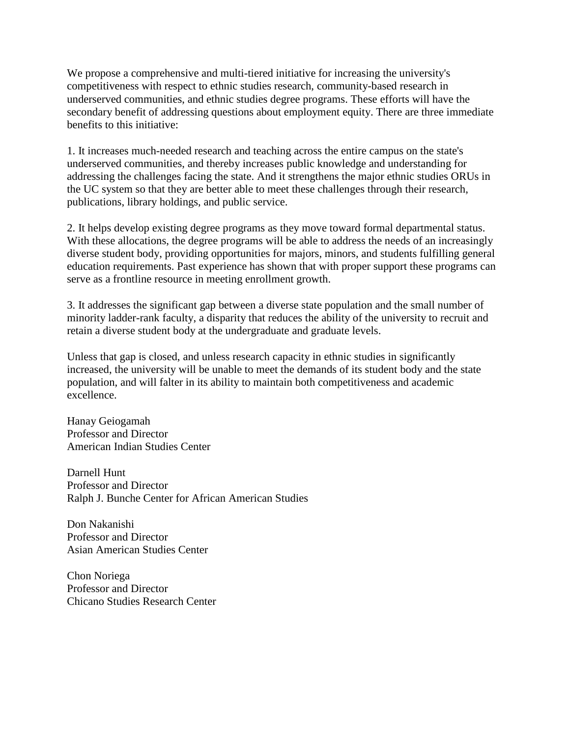We propose a comprehensive and multi-tiered initiative for increasing the university's competitiveness with respect to ethnic studies research, community-based research in underserved communities, and ethnic studies degree programs. These efforts will have the secondary benefit of addressing questions about employment equity. There are three immediate benefits to this initiative:

1. It increases much-needed research and teaching across the entire campus on the state's underserved communities, and thereby increases public knowledge and understanding for addressing the challenges facing the state. And it strengthens the major ethnic studies ORUs in the UC system so that they are better able to meet these challenges through their research, publications, library holdings, and public service.

2. It helps develop existing degree programs as they move toward formal departmental status. With these allocations, the degree programs will be able to address the needs of an increasingly diverse student body, providing opportunities for majors, minors, and students fulfilling general education requirements. Past experience has shown that with proper support these programs can serve as a frontline resource in meeting enrollment growth.

3. It addresses the significant gap between a diverse state population and the small number of minority ladder-rank faculty, a disparity that reduces the ability of the university to recruit and retain a diverse student body at the undergraduate and graduate levels.

Unless that gap is closed, and unless research capacity in ethnic studies in significantly increased, the university will be unable to meet the demands of its student body and the state population, and will falter in its ability to maintain both competitiveness and academic excellence.

Hanay Geiogamah
Professor and Director
American Indian Studies Center

Darnell Hunt
Professor and Director
Ralph J. Bunche Center for African American Studies

Don Nakanishi
Professor and Director
Asian American Studies Center

Chon Noriega
Professor and Director
Chicano Studies Research Center